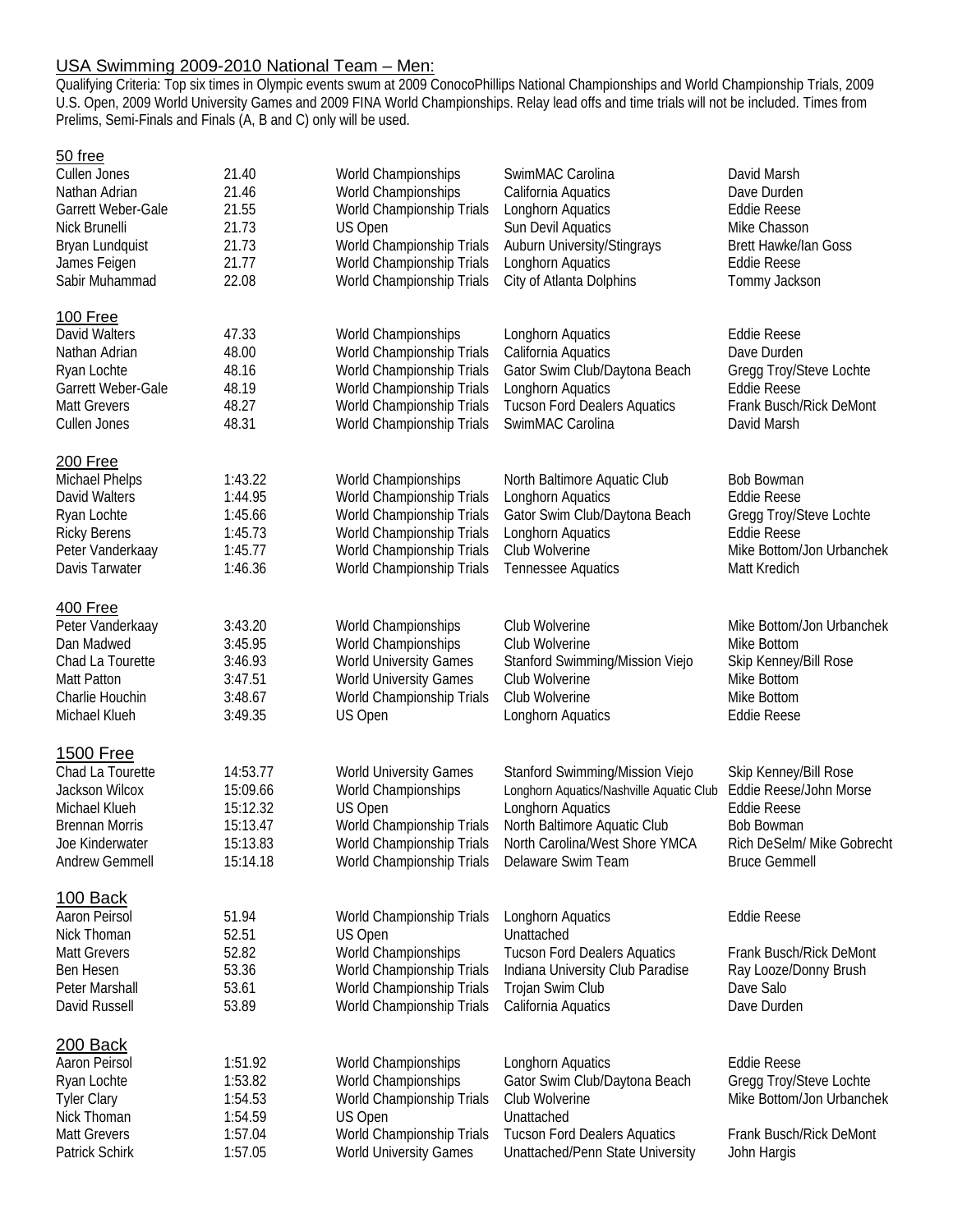## USA Swimming 2009-2010 National Team – Men:

Qualifying Criteria: Top six times in Olympic events swum at 2009 ConocoPhillips National Championships and World Championship Trials, 2009 U.S. Open, 2009 World University Games and 2009 FINA World Championships. Relay lead offs and time trials will not be included. Times from Prelims, Semi-Finals and Finals (A, B and C) only will be used.

### 50 free

| | | | | |
|---|---|---|---|---|
| Cullen Jones | 21.40 | World Championships | SwimMAC Carolina | David Marsh |
| Nathan Adrian | 21.46 | World Championships | California Aquatics | Dave Durden |
| Garrett Weber-Gale | 21.55 | World Championship Trials | Longhorn Aquatics | Eddie Reese |
| Nick Brunelli | 21.73 | US Open | Sun Devil Aquatics | Mike Chasson |
| Bryan Lundquist | 21.73 | World Championship Trials | Auburn University/Stingrays | Brett Hawke/Ian Goss |
| James Feigen | 21.77 | World Championship Trials | Longhorn Aquatics | Eddie Reese |
| Sabir Muhammad | 22.08 | World Championship Trials | City of Atlanta Dolphins | Tommy Jackson |

### 100 Free

| | | | | |
|---|---|---|---|---|
| David Walters | 47.33 | World Championships | Longhorn Aquatics | Eddie Reese |
| Nathan Adrian | 48.00 | World Championship Trials | California Aquatics | Dave Durden |
| Ryan Lochte | 48.16 | World Championship Trials | Gator Swim Club/Daytona Beach | Gregg Troy/Steve Lochte |
| Garrett Weber-Gale | 48.19 | World Championship Trials | Longhorn Aquatics | Eddie Reese |
| Matt Grevers | 48.27 | World Championship Trials | Tucson Ford Dealers Aquatics | Frank Busch/Rick DeMont |
| Cullen Jones | 48.31 | World Championship Trials | SwimMAC Carolina | David Marsh |

### 200 Free

| | | | | |
|---|---|---|---|---|
| Michael Phelps | 1:43.22 | World Championships | North Baltimore Aquatic Club | Bob Bowman |
| David Walters | 1:44.95 | World Championship Trials | Longhorn Aquatics | Eddie Reese |
| Ryan Lochte | 1:45.66 | World Championship Trials | Gator Swim Club/Daytona Beach | Gregg Troy/Steve Lochte |
| Ricky Berens | 1:45.73 | World Championship Trials | Longhorn Aquatics | Eddie Reese |
| Peter Vanderkaay | 1:45.77 | World Championship Trials | Club Wolverine | Mike Bottom/Jon Urbanchek |
| Davis Tarwater | 1:46.36 | World Championship Trials | Tennessee Aquatics | Matt Kredich |

### 400 Free

| | | | | |
|---|---|---|---|---|
| Peter Vanderkaay | 3:43.20 | World Championships | Club Wolverine | Mike Bottom/Jon Urbanchek |
| Dan Madwed | 3:45.95 | World Championships | Club Wolverine | Mike Bottom |
| Chad La Tourette | 3:46.93 | World University Games | Stanford Swimming/Mission Viejo | Skip Kenney/Bill Rose |
| Matt Patton | 3:47.51 | World University Games | Club Wolverine | Mike Bottom |
| Charlie Houchin | 3:48.67 | World Championship Trials | Club Wolverine | Mike Bottom |
| Michael Klueh | 3:49.35 | US Open | Longhorn Aquatics | Eddie Reese |

### 1500 Free

| | | | | |
|---|---|---|---|---|
| Chad La Tourette | 14:53.77 | World University Games | Stanford Swimming/Mission Viejo | Skip Kenney/Bill Rose |
| Jackson Wilcox | 15:09.66 | World Championships | Longhorn Aquatics/Nashville Aquatic Club | Eddie Reese/John Morse |
| Michael Klueh | 15:12.32 | US Open | Longhorn Aquatics | Eddie Reese |
| Brennan Morris | 15:13.47 | World Championship Trials | North Baltimore Aquatic Club | Bob Bowman |
| Joe Kinderwater | 15:13.83 | World Championship Trials | North Carolina/West Shore YMCA | Rich DeSelm/ Mike Gobrecht |
| Andrew Gemmell | 15:14.18 | World Championship Trials | Delaware Swim Team | Bruce Gemmell |

### 100 Back

| | | | | |
|---|---|---|---|---|
| Aaron Peirsol | 51.94 | World Championship Trials | Longhorn Aquatics | Eddie Reese |
| Nick Thoman | 52.51 | US Open | Unattached | |
| Matt Grevers | 52.82 | World Championships | Tucson Ford Dealers Aquatics | Frank Busch/Rick DeMont |
| Ben Hesen | 53.36 | World Championship Trials | Indiana University Club Paradise | Ray Looze/Donny Brush |
| Peter Marshall | 53.61 | World Championship Trials | Trojan Swim Club | Dave Salo |
| David Russell | 53.89 | World Championship Trials | California Aquatics | Dave Durden |

### 200 Back

| | | | | |
|---|---|---|---|---|
| Aaron Peirsol | 1:51.92 | World Championships | Longhorn Aquatics | Eddie Reese |
| Ryan Lochte | 1:53.82 | World Championships | Gator Swim Club/Daytona Beach | Gregg Troy/Steve Lochte |
| Tyler Clary | 1:54.53 | World Championship Trials | Club Wolverine | Mike Bottom/Jon Urbanchek |
| Nick Thoman | 1:54.59 | US Open | Unattached | |
| Matt Grevers | 1:57.04 | World Championship Trials | Tucson Ford Dealers Aquatics | Frank Busch/Rick DeMont |
| Patrick Schirk | 1:57.05 | World University Games | Unattached/Penn State University | John Hargis |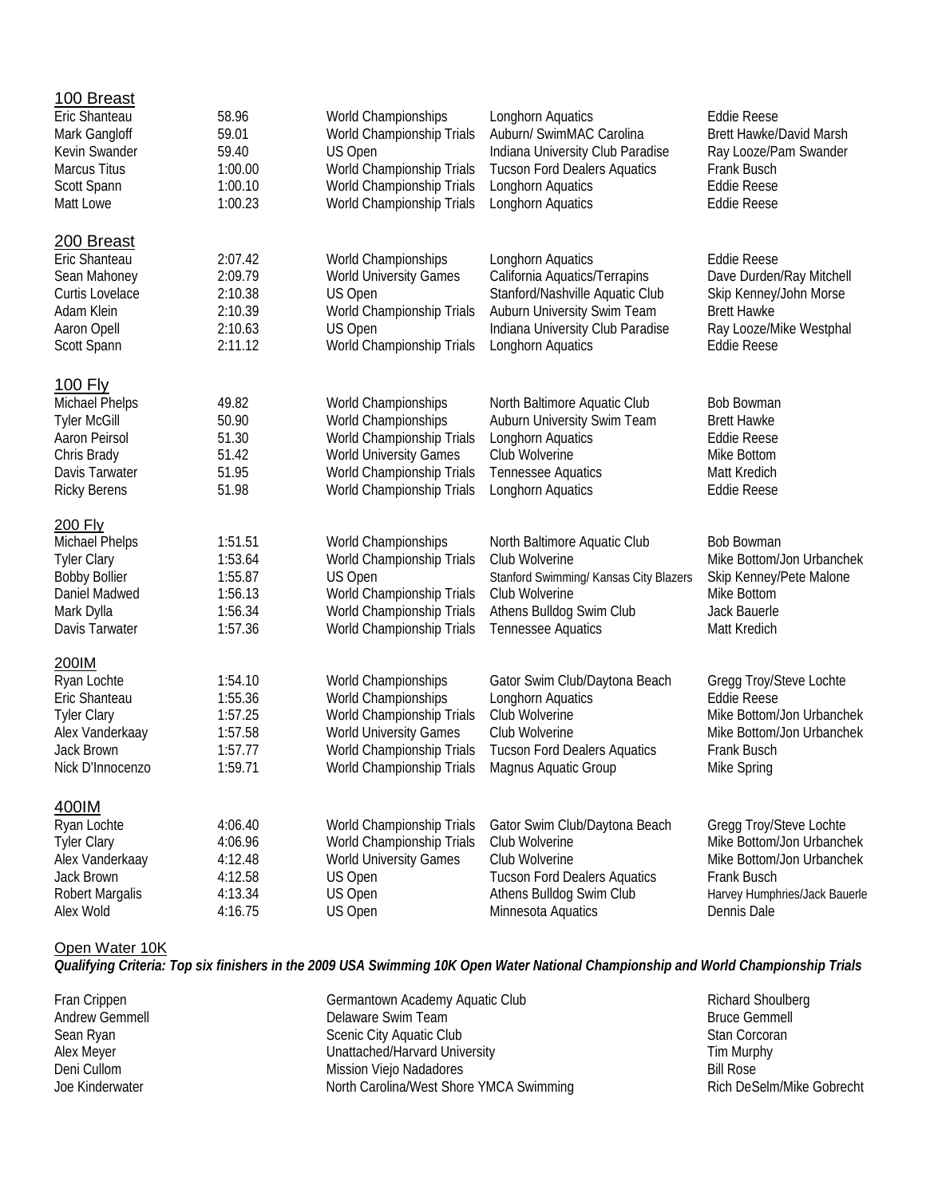## 100 Breast

| | | | | |
|---|---|---|---|---|
| Eric Shanteau | 58.96 | World Championships | Longhorn Aquatics | Eddie Reese |
| Mark Gangloff | 59.01 | World Championship Trials | Auburn/ SwimMAC Carolina | Brett Hawke/David Marsh |
| Kevin Swander | 59.40 | US Open | Indiana University Club Paradise | Ray Looze/Pam Swander |
| Marcus Titus | 1:00.00 | World Championship Trials | Tucson Ford Dealers Aquatics | Frank Busch |
| Scott Spann | 1:00.10 | World Championship Trials | Longhorn Aquatics | Eddie Reese |
| Matt Lowe | 1:00.23 | World Championship Trials | Longhorn Aquatics | Eddie Reese |

## 200 Breast

| | | | | |
|---|---|---|---|---|
| Eric Shanteau | 2:07.42 | World Championships | Longhorn Aquatics | Eddie Reese |
| Sean Mahoney | 2:09.79 | World University Games | California Aquatics/Terrapins | Dave Durden/Ray Mitchell |
| Curtis Lovelace | 2:10.38 | US Open | Stanford/Nashville Aquatic Club | Skip Kenney/John Morse |
| Adam Klein | 2:10.39 | World Championship Trials | Auburn University Swim Team | Brett Hawke |
| Aaron Opell | 2:10.63 | US Open | Indiana University Club Paradise | Ray Looze/Mike Westphal |
| Scott Spann | 2:11.12 | World Championship Trials | Longhorn Aquatics | Eddie Reese |

## 100 Fly

| | | | | |
|---|---|---|---|---|
| Michael Phelps | 49.82 | World Championships | North Baltimore Aquatic Club | Bob Bowman |
| Tyler McGill | 50.90 | World Championships | Auburn University Swim Team | Brett Hawke |
| Aaron Peirsol | 51.30 | World Championship Trials | Longhorn Aquatics | Eddie Reese |
| Chris Brady | 51.42 | World University Games | Club Wolverine | Mike Bottom |
| Davis Tarwater | 51.95 | World Championship Trials | Tennessee Aquatics | Matt Kredich |
| Ricky Berens | 51.98 | World Championship Trials | Longhorn Aquatics | Eddie Reese |

## 200 Fly

| | | | | |
|---|---|---|---|---|
| Michael Phelps | 1:51.51 | World Championships | North Baltimore Aquatic Club | Bob Bowman |
| Tyler Clary | 1:53.64 | World Championship Trials | Club Wolverine | Mike Bottom/Jon Urbanchek |
| Bobby Bollier | 1:55.87 | US Open | Stanford Swimming/ Kansas City Blazers | Skip Kenney/Pete Malone |
| Daniel Madwed | 1:56.13 | World Championship Trials | Club Wolverine | Mike Bottom |
| Mark Dylla | 1:56.34 | World Championship Trials | Athens Bulldog Swim Club | Jack Bauerle |
| Davis Tarwater | 1:57.36 | World Championship Trials | Tennessee Aquatics | Matt Kredich |

## 200IM

| | | | | |
|---|---|---|---|---|
| Ryan Lochte | 1:54.10 | World Championships | Gator Swim Club/Daytona Beach | Gregg Troy/Steve Lochte |
| Eric Shanteau | 1:55.36 | World Championships | Longhorn Aquatics | Eddie Reese |
| Tyler Clary | 1:57.25 | World Championship Trials | Club Wolverine | Mike Bottom/Jon Urbanchek |
| Alex Vanderkaay | 1:57.58 | World University Games | Club Wolverine | Mike Bottom/Jon Urbanchek |
| Jack Brown | 1:57.77 | World Championship Trials | Tucson Ford Dealers Aquatics | Frank Busch |
| Nick D'Innocenzo | 1:59.71 | World Championship Trials | Magnus Aquatic Group | Mike Spring |

## 400IM

| | | | | |
|---|---|---|---|---|
| Ryan Lochte | 4:06.40 | World Championship Trials | Gator Swim Club/Daytona Beach | Gregg Troy/Steve Lochte |
| Tyler Clary | 4:06.96 | World Championship Trials | Club Wolverine | Mike Bottom/Jon Urbanchek |
| Alex Vanderkaay | 4:12.48 | World University Games | Club Wolverine | Mike Bottom/Jon Urbanchek |
| Jack Brown | 4:12.58 | US Open | Tucson Ford Dealers Aquatics | Frank Busch |
| Robert Margalis | 4:13.34 | US Open | Athens Bulldog Swim Club | Harvey Humphries/Jack Bauerle |
| Alex Wold | 4:16.75 | US Open | Minnesota Aquatics | Dennis Dale |

## Open Water 10K

***Qualifying Criteria: Top six finishers in the 2009 USA Swimming 10K Open Water National Championship and World Championship Trials***

| | | |
|---|---|---|
| Fran Crippen | Germantown Academy Aquatic Club | Richard Shoulberg |
| Andrew Gemmell | Delaware Swim Team | Bruce Gemmell |
| Sean Ryan | Scenic City Aquatic Club | Stan Corcoran |
| Alex Meyer | Unattached/Harvard University | Tim Murphy |
| Deni Cullom | Mission Viejo Nadadores | Bill Rose |
| Joe Kinderwater | North Carolina/West Shore YMCA Swimming | Rich DeSelm/Mike Gobrecht |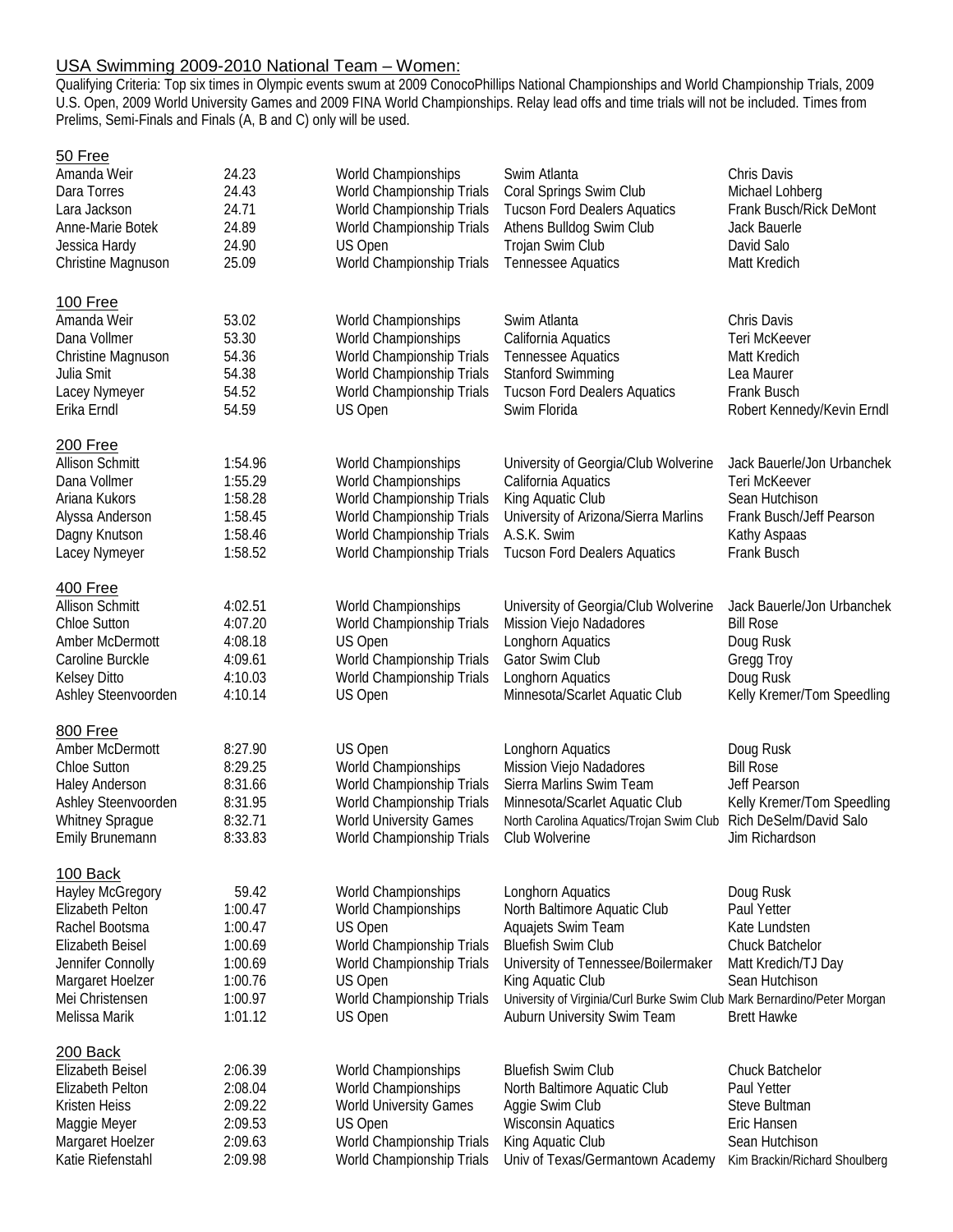## USA Swimming 2009-2010 National Team – Women:

Qualifying Criteria: Top six times in Olympic events swum at 2009 ConocoPhillips National Championships and World Championship Trials, 2009 U.S. Open, 2009 World University Games and 2009 FINA World Championships. Relay lead offs and time trials will not be included. Times from Prelims, Semi-Finals and Finals (A, B and C) only will be used.

### 50 Free

| Name | Time | Meet | Club | Coach |
|---|---|---|---|---|
| Amanda Weir | 24.23 | World Championships | Swim Atlanta | Chris Davis |
| Dara Torres | 24.43 | World Championship Trials | Coral Springs Swim Club | Michael Lohberg |
| Lara Jackson | 24.71 | World Championship Trials | Tucson Ford Dealers Aquatics | Frank Busch/Rick DeMont |
| Anne-Marie Botek | 24.89 | World Championship Trials | Athens Bulldog Swim Club | Jack Bauerle |
| Jessica Hardy | 24.90 | US Open | Trojan Swim Club | David Salo |
| Christine Magnuson | 25.09 | World Championship Trials | Tennessee Aquatics | Matt Kredich |

### 100 Free

| Name | Time | Meet | Club | Coach |
|---|---|---|---|---|
| Amanda Weir | 53.02 | World Championships | Swim Atlanta | Chris Davis |
| Dana Vollmer | 53.30 | World Championships | California Aquatics | Teri McKeever |
| Christine Magnuson | 54.36 | World Championship Trials | Tennessee Aquatics | Matt Kredich |
| Julia Smit | 54.38 | World Championship Trials | Stanford Swimming | Lea Maurer |
| Lacey Nymeyer | 54.52 | World Championship Trials | Tucson Ford Dealers Aquatics | Frank Busch |
| Erika Erndl | 54.59 | US Open | Swim Florida | Robert Kennedy/Kevin Erndl |

### 200 Free

| Name | Time | Meet | Club | Coach |
|---|---|---|---|---|
| Allison Schmitt | 1:54.96 | World Championships | University of Georgia/Club Wolverine | Jack Bauerle/Jon Urbanchek |
| Dana Vollmer | 1:55.29 | World Championships | California Aquatics | Teri McKeever |
| Ariana Kukors | 1:58.28 | World Championship Trials | King Aquatic Club | Sean Hutchison |
| Alyssa Anderson | 1:58.45 | World Championship Trials | University of Arizona/Sierra Marlins | Frank Busch/Jeff Pearson |
| Dagny Knutson | 1:58.46 | World Championship Trials | A.S.K. Swim | Kathy Aspaas |
| Lacey Nymeyer | 1:58.52 | World Championship Trials | Tucson Ford Dealers Aquatics | Frank Busch |

### 400 Free

| Name | Time | Meet | Club | Coach |
|---|---|---|---|---|
| Allison Schmitt | 4:02.51 | World Championships | University of Georgia/Club Wolverine | Jack Bauerle/Jon Urbanchek |
| Chloe Sutton | 4:07.20 | World Championship Trials | Mission Viejo Nadadores | Bill Rose |
| Amber McDermott | 4:08.18 | US Open | Longhorn Aquatics | Doug Rusk |
| Caroline Burckle | 4:09.61 | World Championship Trials | Gator Swim Club | Gregg Troy |
| Kelsey Ditto | 4:10.03 | World Championship Trials | Longhorn Aquatics | Doug Rusk |
| Ashley Steenvoorden | 4:10.14 | US Open | Minnesota/Scarlet Aquatic Club | Kelly Kremer/Tom Speedling |

### 800 Free

| Name | Time | Meet | Club | Coach |
|---|---|---|---|---|
| Amber McDermott | 8:27.90 | US Open | Longhorn Aquatics | Doug Rusk |
| Chloe Sutton | 8:29.25 | World Championships | Mission Viejo Nadadores | Bill Rose |
| Haley Anderson | 8:31.66 | World Championship Trials | Sierra Marlins Swim Team | Jeff Pearson |
| Ashley Steenvoorden | 8:31.95 | World Championship Trials | Minnesota/Scarlet Aquatic Club | Kelly Kremer/Tom Speedling |
| Whitney Sprague | 8:32.71 | World University Games | North Carolina Aquatics/Trojan Swim Club | Rich DeSelm/David Salo |
| Emily Brunemann | 8:33.83 | World Championship Trials | Club Wolverine | Jim Richardson |

### 100 Back

| Name | Time | Meet | Club | Coach |
|---|---|---|---|---|
| Hayley McGregory | 59.42 | World Championships | Longhorn Aquatics | Doug Rusk |
| Elizabeth Pelton | 1:00.47 | World Championships | North Baltimore Aquatic Club | Paul Yetter |
| Rachel Bootsma | 1:00.47 | US Open | Aquajets Swim Team | Kate Lundsten |
| Elizabeth Beisel | 1:00.69 | World Championship Trials | Bluefish Swim Club | Chuck Batchelor |
| Jennifer Connolly | 1:00.69 | World Championship Trials | University of Tennessee/Boilermaker | Matt Kredich/TJ Day |
| Margaret Hoelzer | 1:00.76 | US Open | King Aquatic Club | Sean Hutchison |
| Mei Christensen | 1:00.97 | World Championship Trials | University of Virginia/Curl Burke Swim Club | Mark Bernardino/Peter Morgan |
| Melissa Marik | 1:01.12 | US Open | Auburn University Swim Team | Brett Hawke |

### 200 Back

| Name | Time | Meet | Club | Coach |
|---|---|---|---|---|
| Elizabeth Beisel | 2:06.39 | World Championships | Bluefish Swim Club | Chuck Batchelor |
| Elizabeth Pelton | 2:08.04 | World Championships | North Baltimore Aquatic Club | Paul Yetter |
| Kristen Heiss | 2:09.22 | World University Games | Aggie Swim Club | Steve Bultman |
| Maggie Meyer | 2:09.53 | US Open | Wisconsin Aquatics | Eric Hansen |
| Margaret Hoelzer | 2:09.63 | World Championship Trials | King Aquatic Club | Sean Hutchison |
| Katie Riefenstahl | 2:09.98 | World Championship Trials | Univ of Texas/Germantown Academy | Kim Brackin/Richard Shoulberg |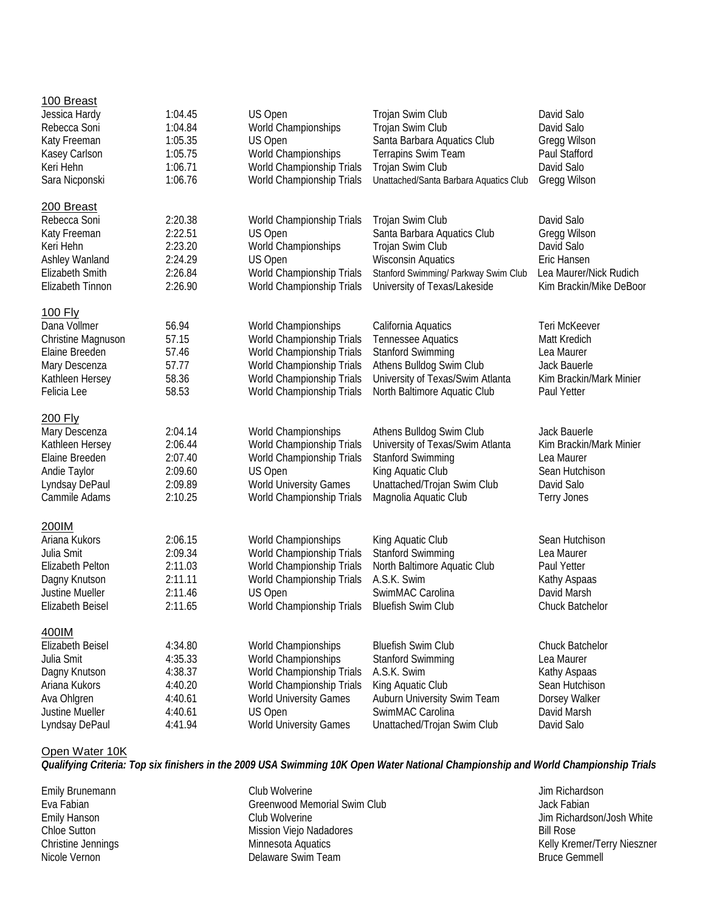### 100 Breast

| | | | | |
|---|---|---|---|---|
| Jessica Hardy | 1:04.45 | US Open | Trojan Swim Club | David Salo |
| Rebecca Soni | 1:04.84 | World Championships | Trojan Swim Club | David Salo |
| Katy Freeman | 1:05.35 | US Open | Santa Barbara Aquatics Club | Gregg Wilson |
| Kasey Carlson | 1:05.75 | World Championships | Terrapins Swim Team | Paul Stafford |
| Keri Hehn | 1:06.71 | World Championship Trials | Trojan Swim Club | David Salo |
| Sara Nicponski | 1:06.76 | World Championship Trials | Unattached/Santa Barbara Aquatics Club | Gregg Wilson |

### 200 Breast

| | | | | |
|---|---|---|---|---|
| Rebecca Soni | 2:20.38 | World Championship Trials | Trojan Swim Club | David Salo |
| Katy Freeman | 2:22.51 | US Open | Santa Barbara Aquatics Club | Gregg Wilson |
| Keri Hehn | 2:23.20 | World Championships | Trojan Swim Club | David Salo |
| Ashley Wanland | 2:24.29 | US Open | Wisconsin Aquatics | Eric Hansen |
| Elizabeth Smith | 2:26.84 | World Championship Trials | Stanford Swimming/ Parkway Swim Club | Lea Maurer/Nick Rudich |
| Elizabeth Tinnon | 2:26.90 | World Championship Trials | University of Texas/Lakeside | Kim Brackin/Mike DeBoor |

### 100 Fly

| | | | | |
|---|---|---|---|---|
| Dana Vollmer | 56.94 | World Championships | California Aquatics | Teri McKeever |
| Christine Magnuson | 57.15 | World Championship Trials | Tennessee Aquatics | Matt Kredich |
| Elaine Breeden | 57.46 | World Championship Trials | Stanford Swimming | Lea Maurer |
| Mary Descenza | 57.77 | World Championship Trials | Athens Bulldog Swim Club | Jack Bauerle |
| Kathleen Hersey | 58.36 | World Championship Trials | University of Texas/Swim Atlanta | Kim Brackin/Mark Minier |
| Felicia Lee | 58.53 | World Championship Trials | North Baltimore Aquatic Club | Paul Yetter |

### 200 Fly

| | | | | |
|---|---|---|---|---|
| Mary Descenza | 2:04.14 | World Championships | Athens Bulldog Swim Club | Jack Bauerle |
| Kathleen Hersey | 2:06.44 | World Championship Trials | University of Texas/Swim Atlanta | Kim Brackin/Mark Minier |
| Elaine Breeden | 2:07.40 | World Championship Trials | Stanford Swimming | Lea Maurer |
| Andie Taylor | 2:09.60 | US Open | King Aquatic Club | Sean Hutchison |
| Lyndsay DePaul | 2:09.89 | World University Games | Unattached/Trojan Swim Club | David Salo |
| Cammile Adams | 2:10.25 | World Championship Trials | Magnolia Aquatic Club | Terry Jones |

### 200IM

| | | | | |
|---|---|---|---|---|
| Ariana Kukors | 2:06.15 | World Championships | King Aquatic Club | Sean Hutchison |
| Julia Smit | 2:09.34 | World Championship Trials | Stanford Swimming | Lea Maurer |
| Elizabeth Pelton | 2:11.03 | World Championship Trials | North Baltimore Aquatic Club | Paul Yetter |
| Dagny Knutson | 2:11.11 | World Championship Trials | A.S.K. Swim | Kathy Aspaas |
| Justine Mueller | 2:11.46 | US Open | SwimMAC Carolina | David Marsh |
| Elizabeth Beisel | 2:11.65 | World Championship Trials | Bluefish Swim Club | Chuck Batchelor |

### 400IM

| | | | | |
|---|---|---|---|---|
| Elizabeth Beisel | 4:34.80 | World Championships | Bluefish Swim Club | Chuck Batchelor |
| Julia Smit | 4:35.33 | World Championships | Stanford Swimming | Lea Maurer |
| Dagny Knutson | 4:38.37 | World Championship Trials | A.S.K. Swim | Kathy Aspaas |
| Ariana Kukors | 4:40.20 | World Championship Trials | King Aquatic Club | Sean Hutchison |
| Ava Ohlgren | 4:40.61 | World University Games | Auburn University Swim Team | Dorsey Walker |
| Justine Mueller | 4:40.61 | US Open | SwimMAC Carolina | David Marsh |
| Lyndsay DePaul | 4:41.94 | World University Games | Unattached/Trojan Swim Club | David Salo |

### Open Water 10K

***Qualifying Criteria: Top six finishers in the 2009 USA Swimming 10K Open Water National Championship and World Championship Trials***

| | | |
|---|---|---|
| Emily Brunemann | Club Wolverine | Jim Richardson |
| Eva Fabian | Greenwood Memorial Swim Club | Jack Fabian |
| Emily Hanson | Club Wolverine | Jim Richardson/Josh White |
| Chloe Sutton | Mission Viejo Nadadores | Bill Rose |
| Christine Jennings | Minnesota Aquatics | Kelly Kremer/Terry Nieszner |
| Nicole Vernon | Delaware Swim Team | Bruce Gemmell |